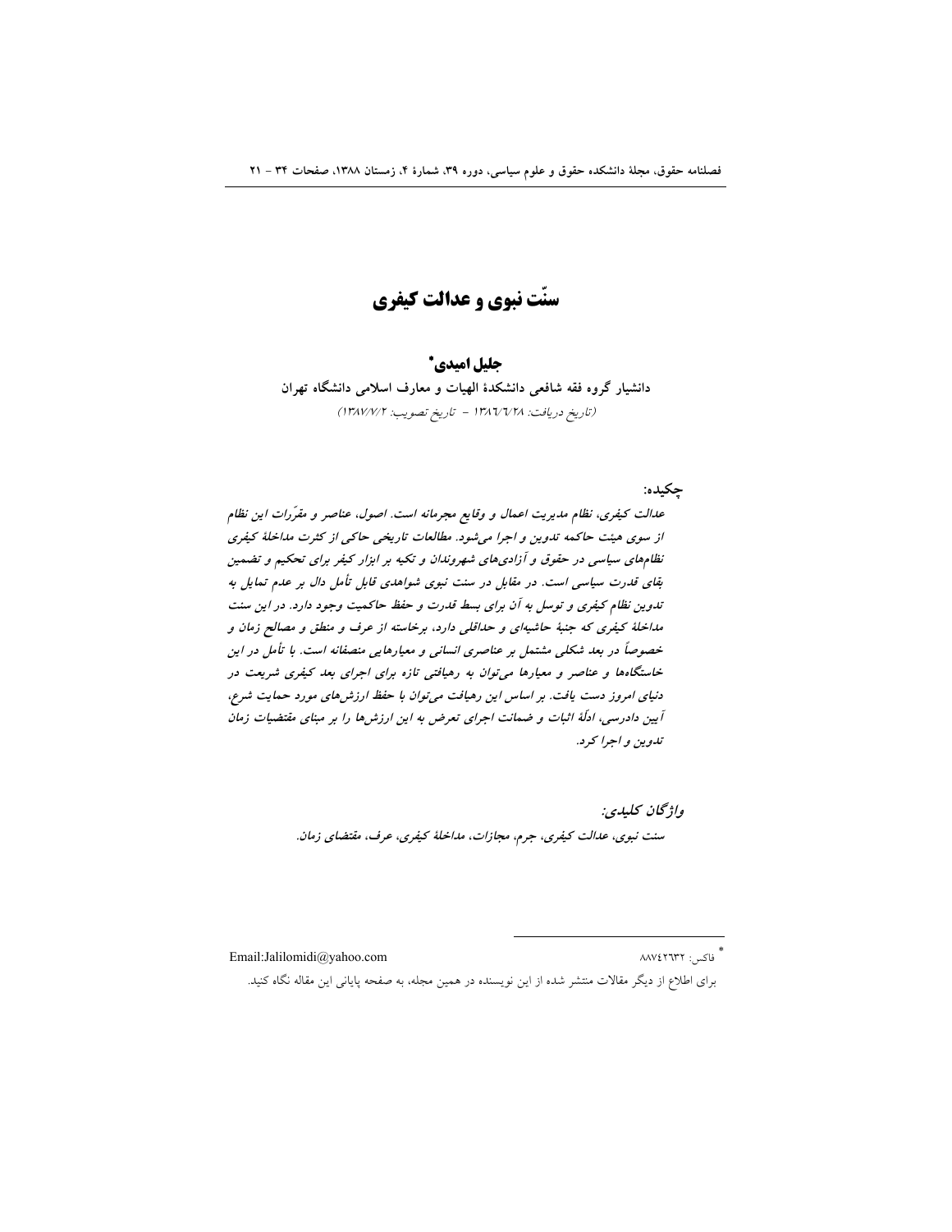# سنّت نبوی و عدالت کیفری

**جلیل امیدی***

**دانشیار گروه فقه شافعی دانشکدهٔ الهیات و معارف اسلامی دانشگاه تهران**

*(تاریخ دریافت: ۱۳۸۶/۶/۲۸ - تاریخ تصویب: ۱۳۸۷/۷/۲)*

**چکیده:**

***عدالت کیفری، نظام مدیریت اعمال و وقایع مجرمانه است. اصول، عناصر و مقرّرات این نظام از سوی هیئت حاکمه تدوین و اجرا می‌شود. مطالعات تاریخی حاکی از کثرت مداخلهٔ کیفری نظام‌های سیاسی در حقوق و آزادی‌های شهروندان و تکیه بر ابزار کیفر برای تحکیم و تضمین بقای قدرت سیاسی است. در مقابل در سنت نبوی شواهدی قابل تأمل دال بر عدم تمایل به تدوین نظام کیفری و توسل به آن برای بسط قدرت و حفظ حاکمیت وجود دارد. در این سنت مداخلهٔ کیفری که جنبهٔ حاشیه‌ای و حداقلی دارد، برخاسته از عرف و منطق و مصالح زمان و خصوصاً در بعد شکلی مشتمل بر عناصری انسانی و معیارهایی منصفانه است. با تأمل در این خاستگاه‌ها و عناصر و معیارها می‌توان به رهیافتی تازه برای اجرای بعد کیفری شریعت در دنیای امروز دست یافت. بر اساس این رهیافت می‌توان با حفظ ارزش‌های مورد حمایت شرع، آیین دادرسی، ادلهٔ اثبات و ضمانت اجرای تعرض به این ارزش‌ها را بر مبنای مقتضیات زمان تدوین و اجرا کرد.***

***واژگان کلیدی:***

***سنت نبوی، عدالت کیفری، جرم، مجازات، مداخلهٔ کیفری، عرف، مقتضای زمان.***

---

* فاکس: ۸۸۷۴۲۶۳۲ — Email:Jalilomidi@yahoo.com

برای اطلاع از دیگر مقالات منتشر شده از این نویسنده در همین مجله، به صفحه پایانی این مقاله نگاه کنید.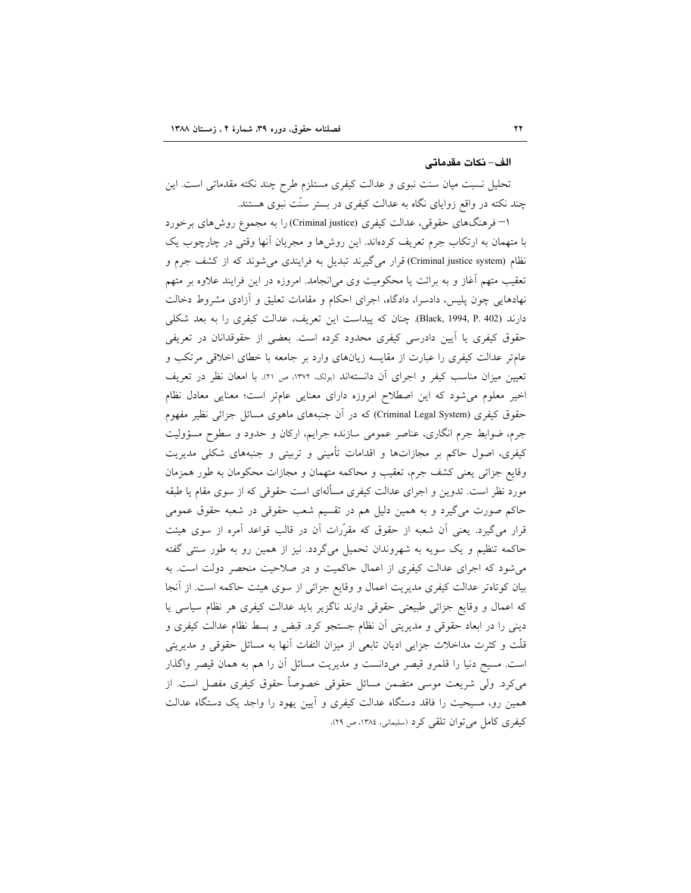### الف– نکات مقدماتی

تحلیل نسبت میان سنت نبوی و عدالت کیفری مستلزم طرح چند نکته مقدماتی است. این چند نکته در واقع زوایای نگاه به عدالت کیفری در بستر سنّت نبوی هستند.

۱– فرهنگ‌های حقوقی، عدالت کیفری (Criminal justice) را به مجموع روش‌های برخورد با متهمان به ارتکاب جرم تعریف کرده‌اند. این روش‌ها و مجریان آنها وقتی در چارچوب یک نظام (Criminal justice system) قرار می‌گیرند تبدیل به فرایندی می‌شوند که از کشف جرم و تعقیب متهم آغاز و به برائت یا محکومیت وی می‌انجامد. امروزه در این فرایند علاوه بر متهم نهادهایی چون پلیس، دادسرا، دادگاه، اجرای احکام و مقامات تعلیق و آزادی مشروط دخالت دارند (Black, 1994, P. 402). چنان که پیداست این تعریف، عدالت کیفری را به بعد شکلی حقوق کیفری یا آیین دادرسی کیفری محدود کرده است. بعضی از حقوقدانان در تعریفی عام‌تر عدالت کیفری را عبارت از مقایسه زیان‌های وارد بر جامعه با خطای اخلاقی مرتکب و تعیین میزان مناسب کیفر و اجرای آن دانسته‌اند (بولک، ۱۳۷۲، ص ۲۱). با امعان نظر در تعریف اخیر معلوم می‌شود که این اصطلاح امروزه دارای معنایی عام‌تر است؛ معنایی معادل نظام حقوق کیفری (Criminal Legal System) که در آن جنبه‌های ماهوی مسائل جزائی نظیر مفهوم جرم، ضوابط جرم انگاری، عناصر عمومی سازنده جرایم، ارکان و حدود و سطوح مسؤولیت کیفری، اصول حاکم بر مجازات‌ها و اقدامات تأمینی و تربیتی و جنبه‌های شکلی مدیریت وقایع جزائی یعنی کشف جرم، تعقیب و محاکمه متهمان و مجازات محکومان به طور همزمان مورد نظر است. تدوین و اجرای عدالت کیفری مسأله‌ای است حقوقی که از سوی مقام یا طبقه حاکم صورت می‌گیرد و به همین دلیل هم در تقسیم شعب حقوقی در شعبه حقوق عمومی قرار می‌گیرد. یعنی آن شعبه از حقوق که مقرّرات آن در قالب قواعد آمره از سوی هیئت حاکمه تنظیم و یک سویه به شهروندان تحمیل می‌گردد. نیز از همین رو به طور سنتی گفته می‌شود که اجرای عدالت کیفری از اعمال حاکمیت و در صلاحیت منحصر دولت است. به بیان کوتاه‌تر عدالت کیفری مدیریت اعمال و وقایع جزائی از سوی هیئت حاکمه است. از آنجا که اعمال و وقایع جزائی طبیعتی حقوقی دارند ناگزیر باید عدالت کیفری هر نظام سیاسی یا دینی را در ابعاد حقوقی و مدیریتی آن نظام جستجو کرد. قبض و بسط نظام عدالت کیفری و قلّت و کثرت مداخلات جزایی ادیان تابعی از میزان التفات آنها به مسائل حقوقی و مدیریتی است. مسیح دنیا را قلمرو قیصر می‌دانست و مدیریت مسائل آن را هم به همان قیصر واگذار می‌کرد. ولی شریعت موسی متضمن مسائل حقوقی خصوصاً حقوق کیفری مفصل است. از همین رو، مسیحیت را فاقد دستگاه عدالت کیفری و آیین یهود را واجد یک دستگاه عدالت کیفری کامل می‌توان تلقی کرد (سلیمانی، ۱۳۸٤، ص ۲۹).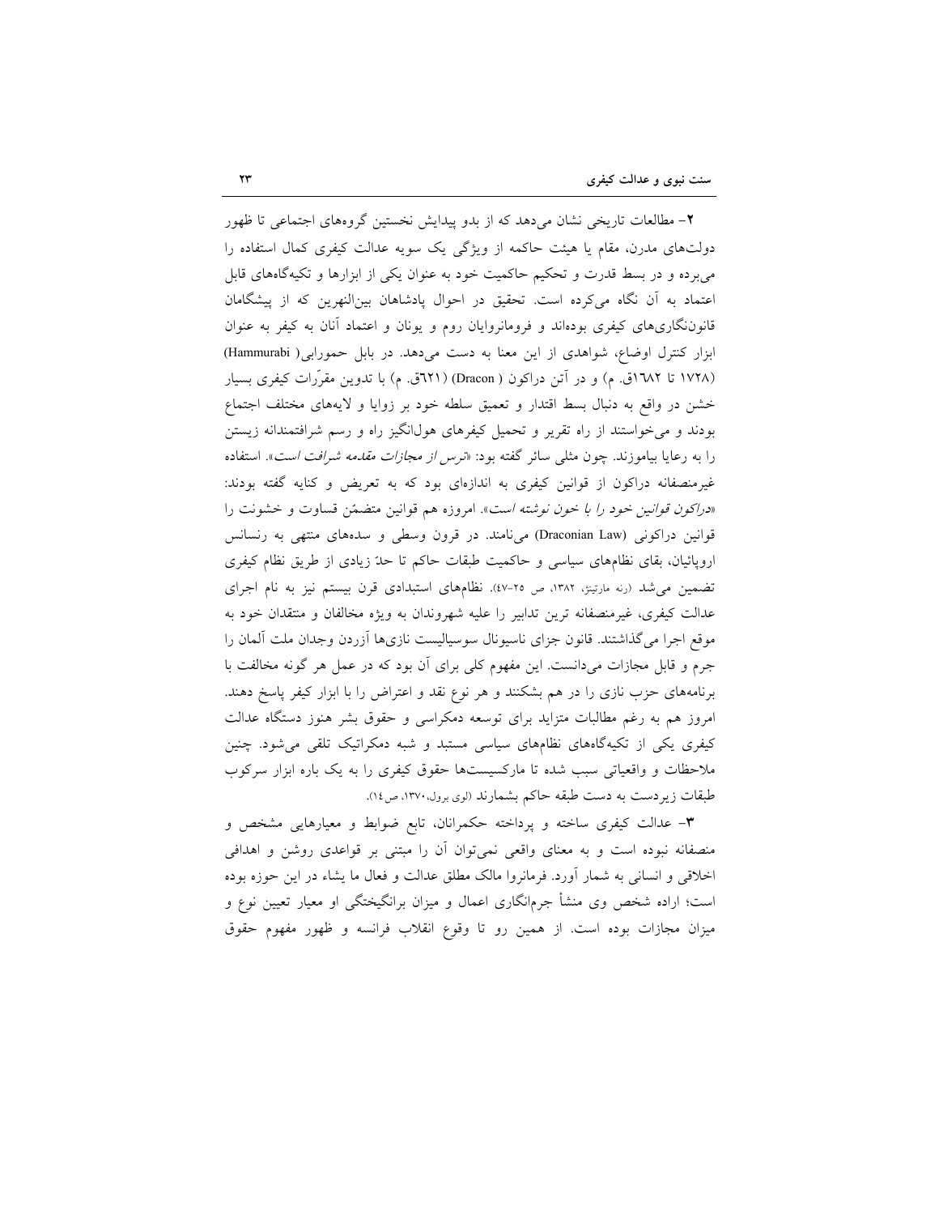۲- مطالعات تاریخی نشان می‌دهد که از بدو پیدایش نخستین گروه‌های اجتماعی تا ظهور دولت‌های مدرن، مقام یا هیئت حاکمه از ویژگی یک سویه عدالت کیفری کمال استفاده را می‌برده و در بسط قدرت و تحکیم حاکمیت خود به عنوان یکی از ابزارها و تکیه‌گاه‌های قابل اعتماد به آن نگاه می‌کرده است. تحقیق در احوال پادشاهان بین‌النهرین که از پیشگامان قانون‌نگاری‌های کیفری بوده‌اند و فرمانروایان روم و یونان و اعتماد آنان به کیفر به عنوان ابزار کنترل اوضاع، شواهدی از این معنا به دست می‌دهد. در بابل حمورابی( Hammurabi) (۱۷۲۸ تا ۱٦۸۲ق. م) و در آتن دراکون ( Dracon) (٦۲۱ق. م) با تدوین مقرّرات کیفری بسیار خشن در واقع به دنبال بسط اقتدار و تعمیق سلطه خود بر زوایا و لایه‌های مختلف اجتماع بودند و می‌خواستند از راه تقریر و تحمیل کیفرهای هول‌انگیز راه و رسم شرافتمندانه زیستن را به رعایا بیاموزند. چون مثلی سائر گفته بود: «*ترس از مجازات مقدمه شرافت است*». استفاده غیرمنصفانه دراکون از قوانین کیفری به اندازه‌ای بود که به تعریض و کنایه گفته بودند: «*دراکون قوانین خود را با خون نوشته است*». امروزه هم قوانین متضمّن قساوت و خشونت را قوانین دراکونی (Draconian Law) می‌نامند. در قرون وسطی و سده‌های منتهی به رنسانس اروپائیان، بقای نظام‌های سیاسی و حاکمیت طبقات حاکم تا حدّ زیادی از طریق نظام کیفری تضمین می‌شد (رنه مارتینژ، ۱۳۸۲، ص ۲۵-٤۷). نظام‌های استبدادی قرن بیستم نیز به نام اجرای عدالت کیفری، غیرمنصفانه ترین تدابیر را علیه شهروندان به ویژه مخالفان و منتقدان خود به موقع اجرا می‌گذاشتند. قانون جزای ناسیونال سوسیالیست نازی‌ها آزردن وجدان ملت آلمان را جرم و قابل مجازات می‌دانست. این مفهوم کلی برای آن بود که در عمل هر گونه مخالفت با برنامه‌های حزب نازی را در هم بشکنند و هر نوع نقد و اعتراض را با ابزار کیفر پاسخ دهند. امروز هم به رغم مطالبات متزاید برای توسعه دمکراسی و حقوق بشر هنوز دستگاه عدالت کیفری یکی از تکیه‌گاه‌های نظام‌های سیاسی مستبد و شبه دمکراتیک تلقی می‌شود. چنین ملاحظات و واقعیاتی سبب شده تا مارکسیست‌ها حقوق کیفری را به یک باره ابزار سرکوب طبقات زیردست به دست طبقه حاکم بشمارند (لوی برول،۱۳۷۰، ص۱٤).

۳- عدالت کیفری ساخته و پرداخته حکمرانان، تابع ضوابط و معیارهایی مشخص و منصفانه نبوده است و به معنای واقعی نمی‌توان آن را مبتنی بر قواعدی روشن و اهدافی اخلاقی و انسانی به شمار آورد. فرمانروا مالک مطلق عدالت و فعال ما یشاء در این حوزه بوده است؛ اراده شخص وی منشأ جرم‌انگاری اعمال و میزان برانگیختگی او معیار تعیین نوع و میزان مجازات بوده است. از همین رو تا وقوع انقلاب فرانسه و ظهور مفهوم حقوق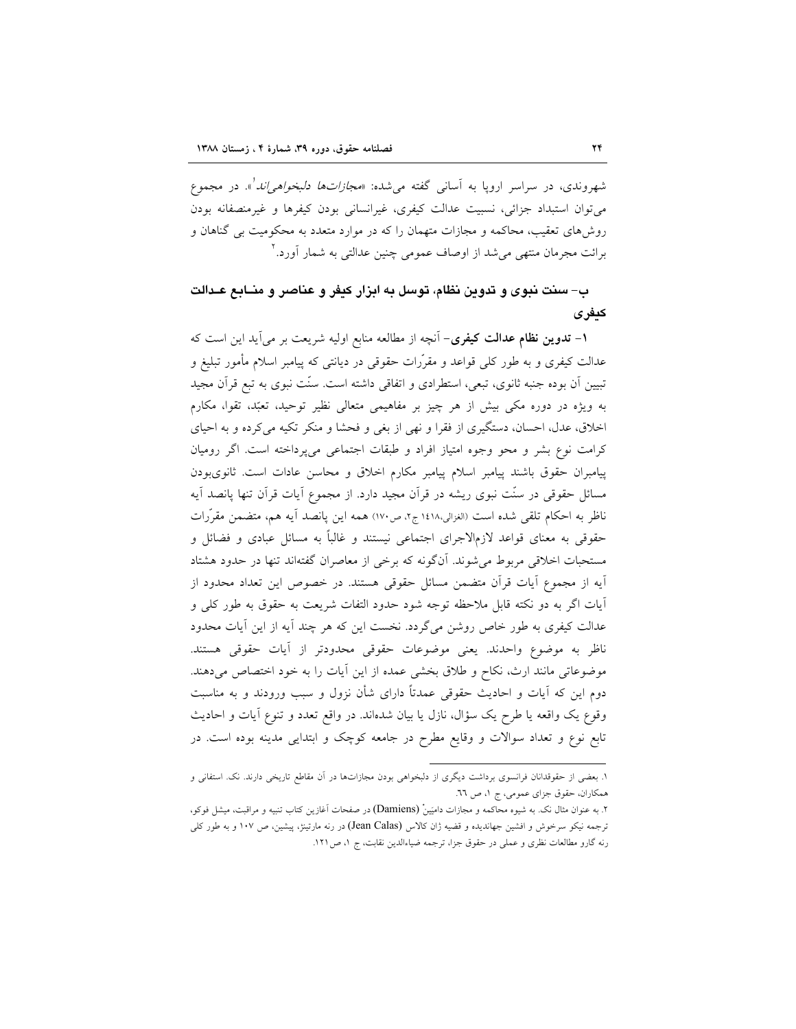شهروندی، در سراسر اروپا به آسانی گفته می‌شده: «*مجازات‌ها دلبخواهی‌اند*[1]». در مجموع می‌توان استبداد جزائی، نسبیت عدالت کیفری، غیرانسانی بودن کیفرها و غیرمنصفانه بودن روش‌های تعقیب، محاکمه و مجازات متهمان را که در موارد متعدد به محکومیت بی گناهان و برائت مجرمان منتهی می‌شد از اوصاف عمومی چنین عدالتی به شمار آورد.[2]

## ب- سنت نبوی و تدوین نظام، توسل به ابزار کیفر و عناصر و منـابع عـدالت کیفری

**۱- تدوین نظام عدالت کیفری**- آنچه از مطالعه منابع اولیه شریعت بر می‌آید این است که عدالت کیفری و به طور کلی قواعد و مقرّرات حقوقی در دیانتی که پیامبر اسلام مأمور تبلیغ و تبیین آن بوده جنبه ثانوی، تبعی، استطرادی و اتفاقی داشته است. سنّت نبوی به تبع قرآن مجید به ویژه در دوره مکی بیش از هر چیز بر مفاهیمی متعالی نظیر توحید، تعبّد، تقوا، مکارم اخلاق، عدل، احسان، دستگیری از فقرا و نهی از بغی و فحشا و منکر تکیه می‌کرده و به احیای کرامت نوع بشر و محو وجوه امتیاز افراد و طبقات اجتماعی می‌پرداخته است. اگر رومیان پیامبران حقوق باشند پیامبر اسلام پیامبر مکارم اخلاق و محاسن عادات است. ثانوی‌بودن مسائل حقوقی در سنّت نبوی ریشه در قرآن مجید دارد. از مجموع آیات قرآن تنها پانصد آیه ناظر به احکام تلقی شده است (الغزالی،۱۴۱۸ ج۲، ص۱۷۰) همه این پانصد آیه هم، متضمن مقرّرات حقوقی به معنای قواعد لازم‌الاجرای اجتماعی نیستند و غالباً به مسائل عبادی و فضائل و مستحبات اخلاقی مربوط می‌شوند. آن‌گونه که برخی از معاصران گفته‌اند تنها در حدود هشتاد آیه از مجموع آیات قرآن متضمن مسائل حقوقی هستند. در خصوص این تعداد محدود از آیات اگر به دو نکته قابل ملاحظه توجه شود حدود التفات شریعت به حقوق به طور کلی و عدالت کیفری به طور خاص روشن می‌گردد. نخست این که هر چند آیه از این آیات محدود ناظر به موضوع واحدند. یعنی موضوعات حقوقی محدودتر از آیات حقوقی هستند. موضوعاتی مانند ارث، نکاح و طلاق بخشی عمده از این آیات را به خود اختصاص می‌دهند. دوم این که آیات و احادیث حقوقی عمدتاً دارای شأن نزول و سبب ورودند و به مناسبت وقوع یک واقعه یا طرح یک سؤال، نازل یا بیان شده‌اند. در واقع تعدد و تنوع آیات و احادیث تابع نوع و تعداد سوالات و وقایع مطرح در جامعه کوچک و ابتدایی مدینه بوده است. در

---

۱. بعضی از حقوقدانان فرانسوی برداشت دیگری از دلبخواهی بودن مجازات‌ها در آن مقاطع تاریخی دارند. نک. استفانی و همکاران، حقوق جزای عمومی، ج ۱، ص ٦٦.

۲. به عنوان مثال نک. به شیوه محاکمه و مجازات دامیِنْ (Damiens) در صفحات آغازین کتاب تنبیه و مراقبت، میشل فوکو، ترجمه نیکو سرخوش و افشین جهاندیده و قضیه ژان کالاس (Jean Calas) در رنه مارتینژ، پیشین، ص ۱۰۷ و به طور کلی رنه گارو مطالعات نظری و عملی در حقوق جزا، ترجمه ضیاءالدین نقابت، ج ۱، ص۱۲۱.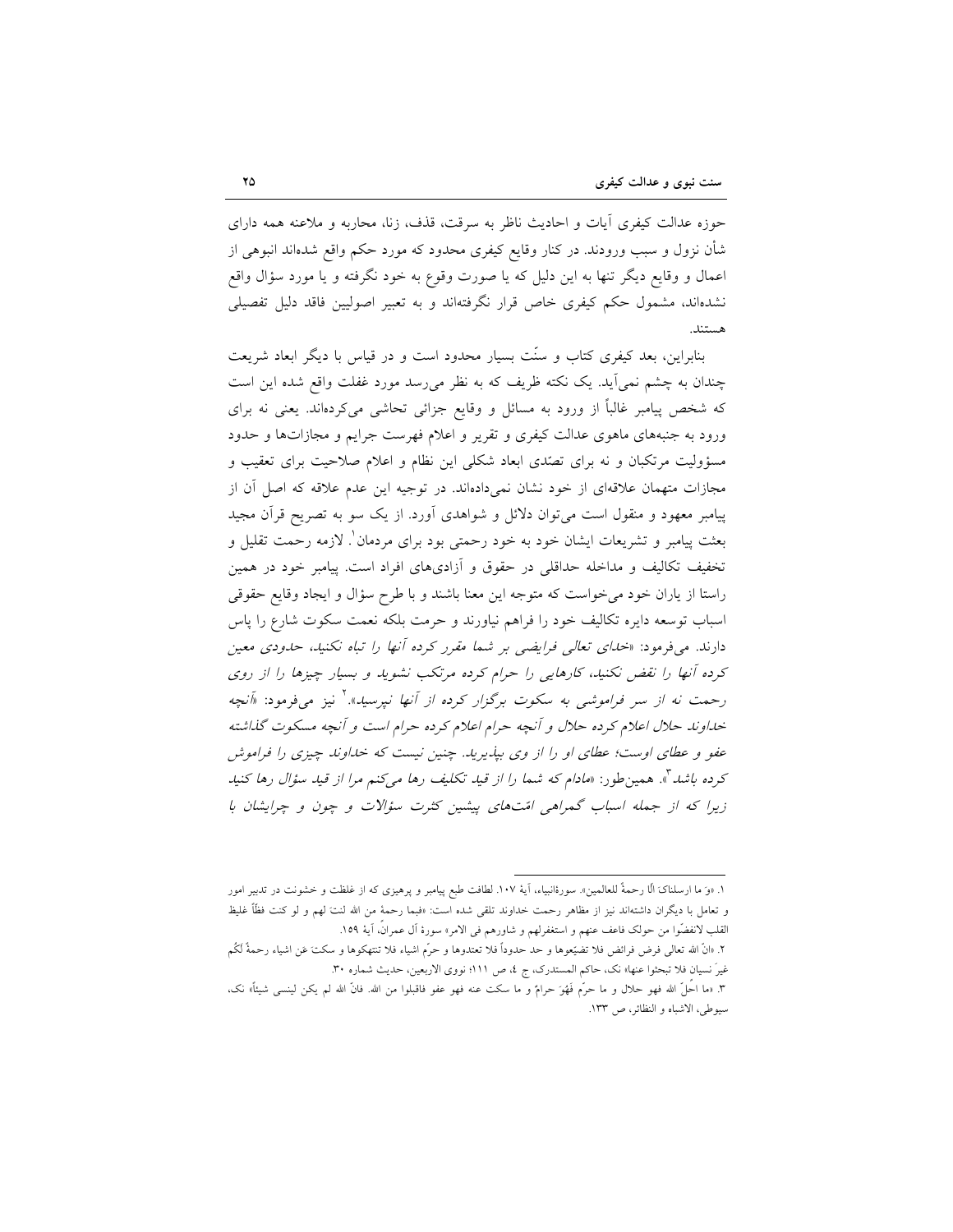حوزه عدالت کیفری آیات و احادیث ناظر به سرقت، قذف، زنا، محاربه و ملاعنه همه دارای شأن نزول و سبب ورودند. در کنار وقایع کیفری محدود که مورد حکم واقع شده‌اند انبوهی از اعمال و وقایع دیگر تنها به این دلیل که یا صورت وقوع به خود نگرفته و یا مورد سؤال واقع نشده‌اند، مشمول حکم کیفری خاص قرار نگرفته‌اند و به تعبیر اصولیین فاقد دلیل تفصیلی هستند.

بنابراین، بعد کیفری کتاب و سنّت بسیار محدود است و در قیاس با دیگر ابعاد شریعت چندان به چشم نمی‌آید. یک نکته ظریف که به نظر می‌رسد مورد غفلت واقع شده این است که شخص پیامبر غالباً از ورود به مسائل و وقایع جزائی تحاشی می‌کرده‌اند. یعنی نه برای ورود به جنبه‌های ماهوی عدالت کیفری و تقریر و اعلام فهرست جرایم و مجازات‌ها و حدود مسؤولیت مرتکبان و نه برای تصدّی ابعاد شکلی این نظام و اعلام صلاحیت برای تعقیب و مجازات متهمان علاقه‌ای از خود نشان نمی‌داده‌اند. در توجیه این عدم علاقه که اصل آن از پیامبر معهود و منقول است می‌توان دلائل و شواهدی آورد. از یک سو به تصریح قرآن مجید بعثت پیامبر و تشریعات ایشان خود به خود رحمتی بود برای مردمان[1]. لازمه رحمت تقلیل و تخفیف تکالیف و مداخله حداقلی در حقوق و آزادی‌های افراد است. پیامبر خود در همین راستا از یاران خود می‌خواست که متوجه این معنا باشند و با طرح سؤال و ایجاد وقایع حقوقی اسباب توسعه دایره تکالیف خود را فراهم نیاورند و حرمت بلکه نعمت سکوت شارع را پاس دارند. می‌فرمود: «*خدای تعالی فرایضی بر شما مقرر کرده آنها را تباه نکنید، حدودی معین کرده آنها را نقض نکنید، کارهایی را حرام کرده مرتکب نشوید و بسیار چیزها را از روی رحمت نه از سر فراموشی به سکوت برگزار کرده از آنها نپرسید*».[2] نیز می‌فرمود: «*آنچه خداوند حلال اعلام کرده حلال و آنچه حرام اعلام کرده حرام است و آنچه مسکوت گذاشته عفو و عطای اوست؛ عطای او را از وی بپذیرید. چنین نیست که خداوند چیزی را فراموش کرده باشد*[3]». همین‌طور: «*مادام که شما را از قید تکلیف رها می‌کنم مرا از قید سؤال رها کنید زیرا که از جمله اسباب گمراهی امّت‌های پیشین کثرت سؤالات و چون و چرایشان با*

---

۱. «وَ ما ارسلناکَ الّا رحمةً للعالمین». سورةالنبیاء، آیهٔ ۱۰۷. لطافت طبع پیامبر و پرهیزی که از غلظت و خشونت در تدبیر امور و تعامل با دیگران داشته‌اند نیز از مظاهر رحمت خداوند تلقی شده است: «فبما رحمةٍ من الله لنتَ لهم و لو کنت فظّاً غلیظ القلب لانفضّوا من حولک فاعف عنهم و استغفرلهم و شاورهم فی الامر» سورهٔ آل عمران، آیهٔ ۱۵۹.

۲. «انّ الله تعالی فرض فرائض فلا تضیّعوها و حد حدوداً فلا تعتدوها و حرّم اشیاء فلا تنتهکوها و سکتَ عَن اشیاء رحمةً لکُم غیرَ نسیان فلا تبحثوا عنها» نک، حاکم المستدرک، ج ٤، ص ١١١؛ نووی الاربعین، حدیث شماره ٣٠.

۳. «ما احلّ الله فهو حلال و ما حرّم فَهُوَ حرامٌ و ما سکت عنه فهو عفو فاقبلوا من الله. فانّ الله لم یکن لینسی شیئاً» نک، سیوطی، الاشباه و النظائر، ص ١٣٣.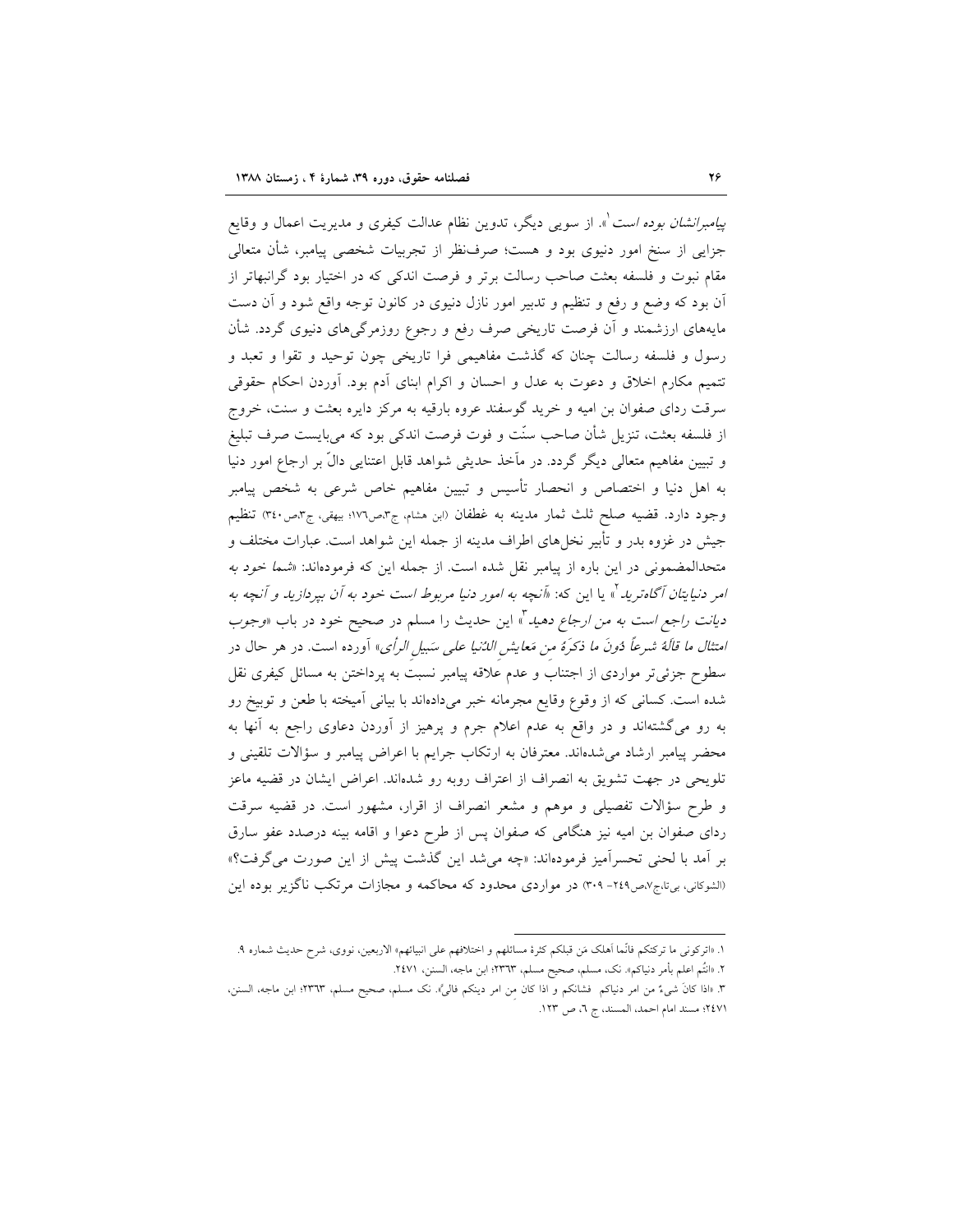*پیامبرانشان بوده است*[۱]». از سویی دیگر، تدوین نظام عدالت کیفری و مدیریت اعمال و وقایع جزایی از سنخ امور دنیوی بود و هست؛ صرف‌نظر از تجربیات شخصی پیامبر، شأن متعالی مقام نبوت و فلسفه بعثت صاحب رسالت برتر و فرصت اندکی که در اختیار بود گرانبهاتر از آن بود که وضع و رفع و تنظیم و تدبیر امور نازل دنیوی در کانون توجه واقع شود و آن دست مایه‌های ارزشمند و آن فرصت تاریخی صرف رفع و رجوع روزمرگی‌های دنیوی گردد. شأن رسول و فلسفه رسالت چنان که گذشت مفاهیمی فرا تاریخی چون توحید و تقوا و تعبد و تتمیم مکارم اخلاق و دعوت به عدل و احسان و اکرام ابنای آدم بود. آوردن احکام حقوقی سرقت ردای صفوان بن امیه و خرید گوسفند عروه بارقیه به مرکز دایره بعثت و سنت، خروج از فلسفه بعثت، تنزیل شأن صاحب سنّت و فوت فرصت اندکی بود که می‌بایست صرف تبلیغ و تبیین مفاهیم متعالی دیگر گردد. در مآخذ حدیثی شواهد قابل اعتنایی دالّ بر ارجاع امور دنیا به اهل دنیا و اختصاص و انحصار تأسیس و تبیین مفاهیم خاص شرعی به شخص پیامبر وجود دارد. قضیه صلح ثلث ثمار مدینه به غطفان (ابن هشام، ج۳،ص۱۷۶؛ بیهقی، ج۳،ص۳۴۰) تنظیم جیش در غزوه بدر و تأبیر نخل‌های اطراف مدینه از جمله این شواهد است. عبارات مختلف و متحدالمضمونی در این باره از پیامبر نقل شده است. از جمله این که فرموده‌اند: «*شما خود به امر دنیایتان آگاه‌ترید*[۲]» یا این که: «*آنچه به امور دنیا مربوط است خود به آن بپردازید و آنچه به دیانت راجع است به من ارجاع دهید*[۳]» این حدیث را مسلم در صحیح خود در باب «*وجوب امتثال ما قالَهُ شرعاً دُونَ ما ذکَرَهُ من مَعایشِ الدُّنیا علی سَبیلِ الرأی*» آورده است. در هر حال در سطوح جزئی‌تر مواردی از اجتناب و عدم علاقه پیامبر نسبت به پرداختن به مسائل کیفری نقل شده است. کسانی که از وقوع وقایع مجرمانه خبر می‌دادند با بیانی آمیخته با طعن و توبیخ رو به رو می‌گشته‌اند و در واقع به عدم اعلام جرم و پرهیز از آوردن دعاوی راجع به آنها به محضر پیامبر ارشاد می‌شده‌اند. معترفان به ارتکاب جرایم با اعراض پیامبر و سؤالات تلقینی و تلویحی در جهت تشویق به انصراف از اعتراف روبه رو شده‌اند. اعراض ایشان در قضیه ماعز و طرح سؤالات تفصیلی و موهم و مشعر انصراف از اقرار، مشهور است. در قضیه سرقت ردای صفوان بن امیه نیز هنگامی که صفوان پس از طرح دعوا و اقامه بینه درصدد عفو سارق بر آمد با لحنی تحسرآمیز فرموده‌اند: «چه می‌شد این گذشت پیش از این صورت می‌گرفت؟» (الشوکانی، بی‌تا،ج۷،ص۲۴۹- ۳۰۹) در مواردی محدود که محاکمه و مجازات مرتکب ناگزیر بوده این

---

۱. «اترکونی ما ترکتکم فانّما أهلک مَن قبلکم کثرة مسائلهم و اختلافهم علی انبیائهم» الاربعین، نووی، شرح حدیث شماره ۹.

۲. «انتُم اعلم بأمر دنیاکم». نک، مسلم، صحیح مسلم، ۲۳۶۳؛ ابن ماجه، السنن، ۲۴۷۱.

۳. «اذا کانَ شیءٌ من امر دنیاکم فشانکم و اذا کان من امر دینکم فالیّ». نک مسلم، صحیح مسلم، ۲۳۶۳؛ ابن ماجه، السنن، ۲۴۷۱؛ مسند امام احمد، المسند، ج ۶، ص ۱۲۳.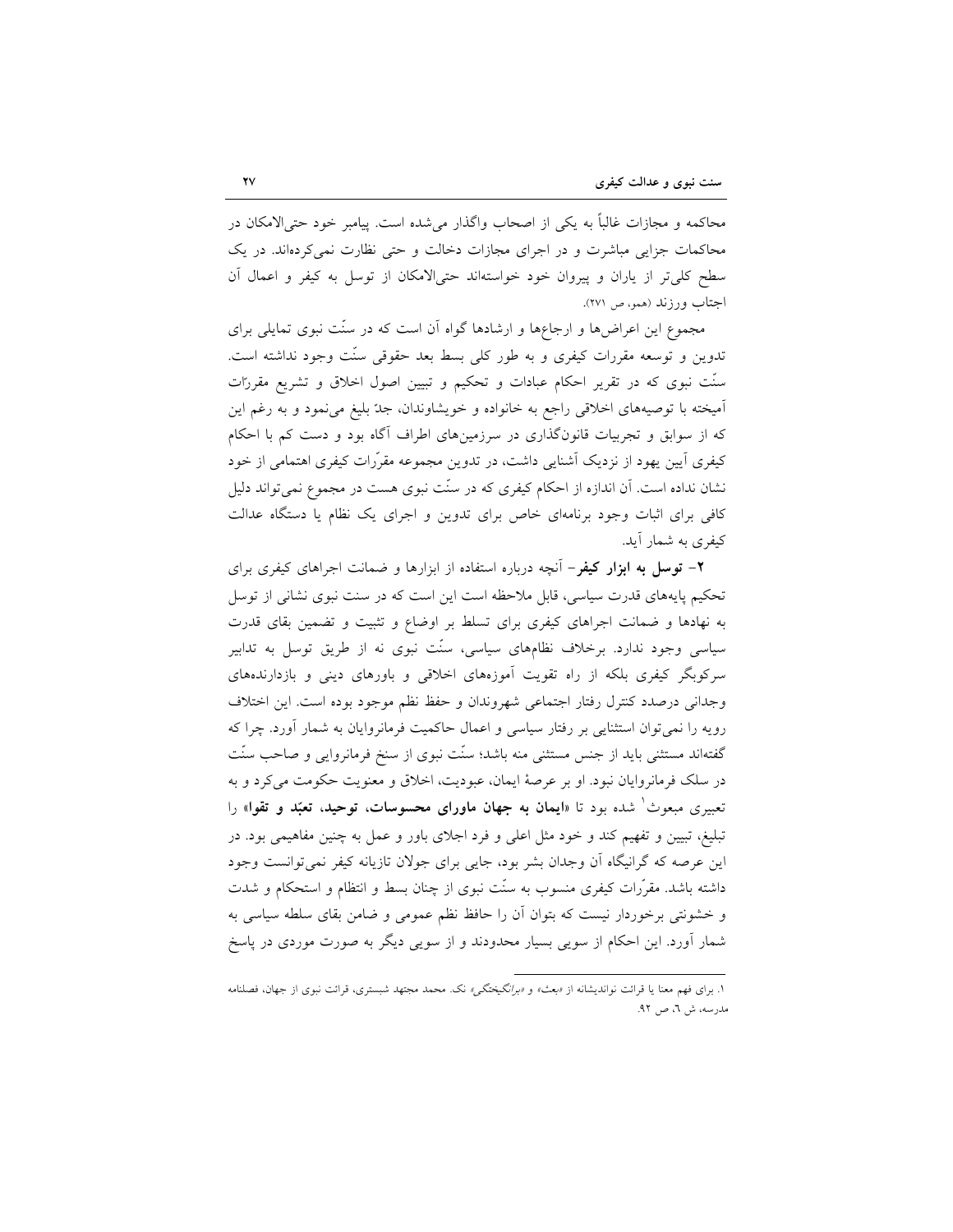محاکمه و مجازات غالباً به یکی از اصحاب واگذار می‌شده است. پیامبر خود حتی‌الامکان در محاکمات جزایی مباشرت و در اجرای مجازات دخالت و حتی نظارت نمی‌کرده‌اند. در یک سطح کلی‌تر از یاران و پیروان خود خواسته‌اند حتی‌الامکان از توسل به کیفر و اعمال آن اجتاب ورزند (همو، ص ۲۷۱).

مجموع این اعراض‌ها و ارجاع‌ها و ارشادها گواه آن است که در سنّت نبوی تمایلی برای تدوین و توسعه مقررات کیفری و به طور کلی بسط بعد حقوقی سنّت وجود نداشته است. سنّت نبوی که در تقریر احکام عبادات و تحکیم و تبیین اصول اخلاق و تشریع مقرّات آمیخته با توصیه‌های اخلاقی راجع به خانواده و خویشاوندان، جدّ بلیغ می‌نمود و به رغم این که از سوابق و تجربیات قانونگذاری در سرزمین‌های اطراف آگاه بود و دست کم با احکام کیفری آیین یهود از نزدیک آشنایی داشت، در تدوین مجموعه مقرّرات کیفری اهتمامی از خود نشان نداده است. آن اندازه از احکام کیفری که در سنّت نبوی هست در مجموع نمی‌تواند دلیل کافی برای اثبات وجود برنامه‌ای خاص برای تدوین و اجرای یک نظام یا دستگاه عدالت کیفری به شمار آید.

**۲- توسل به ابزار کیفر**- آنچه درباره استفاده از ابزارها و ضمانت اجراهای کیفری برای تحکیم پایه‌های قدرت سیاسی، قابل ملاحظه است این است که در سنت نبوی نشانی از توسل به نهادها و ضمانت اجراهای کیفری برای تسلط بر اوضاع و تثبیت و تضمین بقای قدرت سیاسی وجود ندارد. برخلاف نظام‌های سیاسی، سنّت نبوی نه از طریق توسل به تدابیر سرکوبگر کیفری بلکه از راه تقویت آموزه‌های اخلاقی و باورهای دینی و بازدارنده‌های وجدانی درصدد کنترل رفتار اجتماعی شهروندان و حفظ نظم موجود بوده است. این اختلاف رویه را نمی‌توان استثنایی بر رفتار سیاسی و اعمال حاکمیت فرمانروایان به شمار آورد. چرا که گفته‌اند مستثنی باید از جنس مستثنی منه باشد؛ سنّت نبوی از سنخ فرمانروایی و صاحب سنّت در سلک فرمانروایان نبود. او بر عرصهٔ ایمان، عبودیت، اخلاق و معنویت حکومت می‌کرد و به تعبیری مبعوث[1] شده بود تا «**ایمان به جهان ماورای محسوسات، توحید، تعبّد و تقوا**» را تبلیغ، تبیین و تفهیم کند و خود مثل اعلی و فرد اجلای باور و عمل به چنین مفاهیمی بود. در این عرصه که گرانیگاه آن وجدان بشر بود، جایی برای جولان تازیانه کیفر نمی‌توانست وجود داشته باشد. مقرّرات کیفری منسوب به سنّت نبوی از چنان بسط و انتظام و استحکام و شدت و خشونتی برخوردار نیست که بتوان آن را حافظ نظم عمومی و ضامن بقای سلطه سیاسی به شمار آورد. این احکام از سویی بسیار محدودند و از سویی دیگر به صورت موردی در پاسخ

---

۱. برای فهم معنا یا قرائت نواندیشانه از «*بعث*» و «*برانگیختگی*» نک. محمد مجتهد شبستری، قرائت نبوی از جهان، فصلنامه مدرسه، ش ٦، ص ۹۲.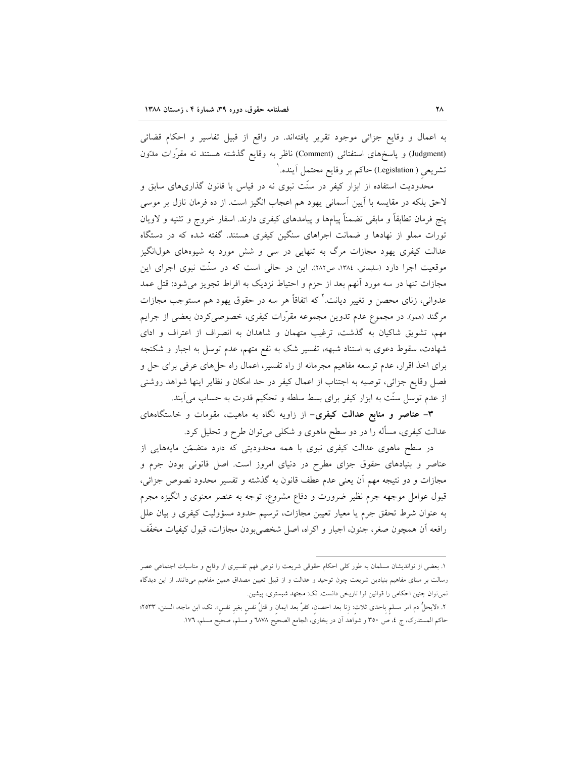به اعمال و وقایع جزائی موجود تقریر یافته‌اند. در واقع از قبیل تفاسیر و احکام قضائی (Judgment) و پاسخ‌های استفتائی (Comment) ناظر به وقایع گذشته هستند نه مقرّرات مدّون تشریعی (Legislation) حاکم بر وقایع محتمل آینده.[1]

محدودیت استفاده از ابزار کیفر در سنّت نبوی نه در قیاس با قانون گذاری‌های سابق و لاحق بلکه در مقایسه با آیین آسمانی یهود هم اعجاب انگیز است. از ده فرمان نازل بر موسی پنج فرمان تطابقاً و مابقی تضمناً پیام‌ها و پیامدهای کیفری دارند. اسفار خروج و تثنیه و لاویان تورات مملو از نهادها و ضمانت اجراهای سنگین کیفری هستند. گفته شده که در دستگاه عدالت کیفری یهود مجازات مرگ به تنهایی در سی و شش مورد به شیوه‌های هول‌انگیز موقعیت اجرا دارد (سلیمانی، ۱۳۸٤، ص۲۸۲). این در حالی است که در سنّت نبوی اجرای این مجازات تنها در سه مورد آنهم بعد از حزم و احتیاط نزدیک به افراط تجویز می‌شود: قتل عمد عدوانی، زنای محصن و تغییر دیانت.[2] که اتفاقاً هر سه در حقوق یهود هم مستوجب مجازات مرگند (همو). در مجموع عدم تدوین مجموعه مقرّرات کیفری، خصوصی‌کردن بعضی از جرایم مهم، تشویق شاکیان به گذشت، ترغیب متهمان و شاهدان به انصراف از اعتراف و ادای شهادت، سقوط دعوی به استناد شبهه، تفسیر شک به نفع متهم، عدم توسل به اجبار و شکنجه برای اخذ اقرار، عدم توسعه مفاهیم مجرمانه از راه تفسیر، اعمال راه حل‌های عرفی برای حل و فصل وقایع جزائی، توصیه به اجتناب از اعمال کیفر در حد امکان و نظایر اینها شواهد روشنی از عدم توسل سنّت به ابزار کیفر برای بسط سلطه و تحکیم قدرت به حساب می‌آیند.

**۳- عناصر و منابع عدالت کیفری**- از زاویه نگاه به ماهیت، مقومات و خاستگاه‌های عدالت کیفری، مسأله را در دو سطح ماهوی و شکلی می‌توان طرح و تحلیل کرد.

در سطح ماهوی عدالت کیفری نبوی با همه محدودیتی که دارد متضمّن مایه‌هایی از عناصر و بنیادهای حقوق جزای مطرح در دنیای امروز است. اصل قانونی بودن جرم و مجازات و دو نتیجه مهم آن یعنی عدم عطف قانون به گذشته و تفسیر محدود نصوص جزائی، قبول عوامل موجهه جرم نظیر ضرورت و دفاع مشروع، توجه به عنصر معنوی و انگیزه مجرم به عنوان شرط تحقق جرم یا معیار تعیین مجازات، ترسیم حدود مسؤولیت کیفری و بیان علل رافعه آن همچون صغر، جنون، اجبار و اکراه، اصل شخصی‌بودن مجازات، قبول کیفیات مخفّف

---

۱. بعضی از نواندیشان مسلمان به طور کلی احکام حقوقی شریعت را نوعی فهم تفسیری از وقایع و مناسبات اجتماعی عصر رسالت بر مبنای مفاهیم بنیادین شریعت چون توحید و عدالت و از قبیل تعیین مصداق همین مفاهیم می‌دانند. از این دیدگاه نمی‌توان چنین احکامی را قوانین فرا تاریخی دانست. نک: مجتهد شبستری، پیشین.

۲. «لایحلُّ دم امرِ مسلمٍ باحدی ثلاث: زنا بعد احصان، کفرٌ بعد ایمان و قتلُ نفسٍ بغیرِ نفسٍ». نک، ابن ماجه، السنن، ۲۵۳۳؛ حاکم المستدرک، ج ٤، ص ۳۵۰ و شواهد آن در بخاری، الجامع الصحیح ٦۸۷۸ و مسلم، صحیح مسلم، ۱۷٦.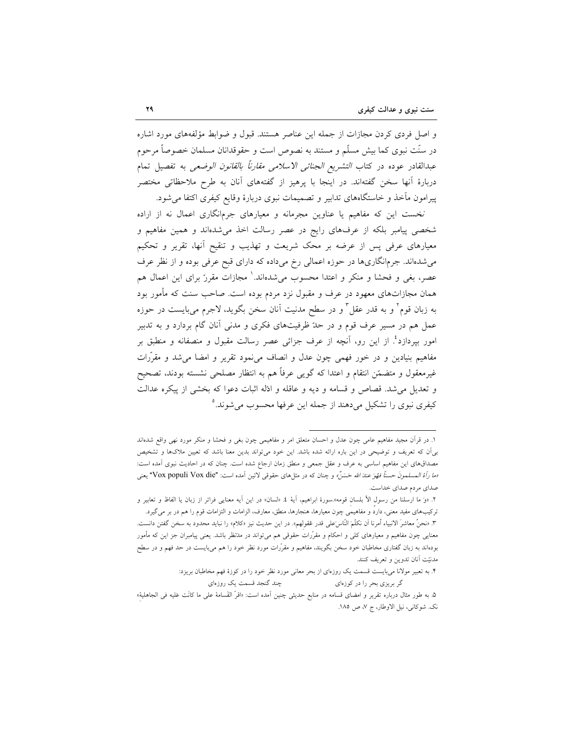و اصل فردی کردن مجازات از جمله این عناصر هستند. قبول و ضوابط مؤلفه‌های مورد اشاره در سنّت نبوی کما بیش مسلّم و مستند به نصوص است و حقوقدانان مسلمان خصوصاً مرحوم عبدالقادر عوده در کتاب *التشریع الجنائی الاسلامی مقارناً بالقانون الوضعی* به تفصیل تمام دربارهٔ آنها سخن گفته‌اند. در اینجا با پرهیز از گفته‌های آنان به طرح ملاحظاتی مختصر پیرامون مآخذ و خاستگاه‌های تدابیر و تصمیمات نبوی دربارهٔ وقایع کیفری اکتفا می‌شود.

نخست این که مفاهیم یا عناوین مجرمانه و معیارهای جرم‌انگاری اعمال نه از اراده شخصی پیامبر بلکه از عرف‌های رایج در عصر رسالت اخذ می‌شده‌اند و همین مفاهیم و معیارهای عرفی پس از عرضه بر محک شریعت و تهذیب و تنقیح آنها، تقریر و تحکیم می‌شده‌اند. جرم‌انگاری‌ها در حوزه اعمالی رخ می‌داده که دارای قبح عرفی بوده و از نظر عرف عصر، بغی و فحشا و منکر و اعتدا محسوب می‌شده‌اند.[1] مجازات مقرّر برای این اعمال هم همان مجازات‌های معهود در عرف و مقبول نزد مردم بوده است. صاحب سنت که مأمور بود به زبان قوم[2] و به قدر عقل[3] و در سطح مدنیت آنان سخن بگوید، لاجرم می‌بایست در حوزه عمل هم در مسیر عرف قوم و در حدّ ظرفیت‌های فکری و مدنی آنان گام بردارد و به تدبیر امور بپردازد[4]. از این رو، آنچه از عرف جزائی عصر رسالت مقبول و منصفانه و منطبق بر مفاهیم بنیادین و در خور فهمی چون عدل و انصاف می‌نمود تقریر و امضا می‌شد و مقرّرات غیرمعقول و متضمّن انتقام و اعتدا که گویی عرفاً هم به انتظار مصلحی نشسته بودند، تصحیح و تعدیل می‌شد. قصاص و قسامه و دیه و عاقله و ادلّه اثبات دعوا که بخشی از پیکره عدالت کیفری نبوی را تشکیل می‌دهند از جمله این عرفها محسوب می‌شوند.[5]

---

۱. در قرآن مجید مفاهیم عامی چون عدل و احسان متعلق امر و مفاهیمی چون بغی و فحشا و منکر مورد نهی واقع شده‌اند بی‌آن که تعریف و توضیحی در این باره ارائه شده باشد. این خود می‌تواند بدین معنا باشد که تعیین ملاک‌ها و تشخیص مصداق‌های این مفاهیم اساسی به عرف و عقل جمعی و منطق زمان ارجاع شده است. چنان که در احادیث نبوی آمده است: *«ما رآهٔ المسلمونَ حسناً فهوَ عندَ الله حَسَنٌ»* و چنان که در مثل‌های حقوقی لاتین آمده است: "Vox populi Vox die" یعنی صدای مردم صدای خداست.

۲. «وَ ما ارسلنا من رسولٍ الاّ بلسانِ قومه».سورهٔ ابراهیم، آیهٔ ٤. «لسان» در این آیه معنایی فراتر از زبان یا الفاظ و تعابیر و ترکیب‌های مفید معنی، دارد و مفاهیمی چون معیارها، هنجارها، منطق، معارف، الزامات و التزامات قوم را هم در بر می‌گیرد.

۳. «نحنُ معاشرَ الانبیاء اُمرنا اَن نکلّمَ النّاسَ علی قدر عُقولهم». در این حدیث نیز «کلام» را نباید محدود به سخن گفتن دانست. معنایی چون مفاهیم و معیارهای کلی و احکام و مقرّرات حقوقی هم می‌تواند در مدّنظر باشد. یعنی پیامبران جز این که مأمور بوده‌اند به زبان گفتاری مخاطبان خود سخن بگویند، مفاهیم و مقرّرات مورد نظر خود را هم می‌بایست در حد فهم و در سطح مدنیّت آنان تدوین و تعریف کنند.

۴. به تعبیر مولانا می‌بایست قسمت یک روزه‌ای از بحر معانی مورد نظر خود را در کوزهٔ فهم مخاطبان بریزد:

گر بریزی بحر را در کوزه‌ای     چند گنجد قسمت یک روزه‌ای

۵. به طور مثال درباره تقریر و امضای قسامه در منابع حدیثی چنین آمده است: «اقرّ القَسامهٔ علی ما کانَت علیه فی الجاهلیهٔ» نک. شوکانی، نیل الاوطار، ج ۷، ص ۱۸۵.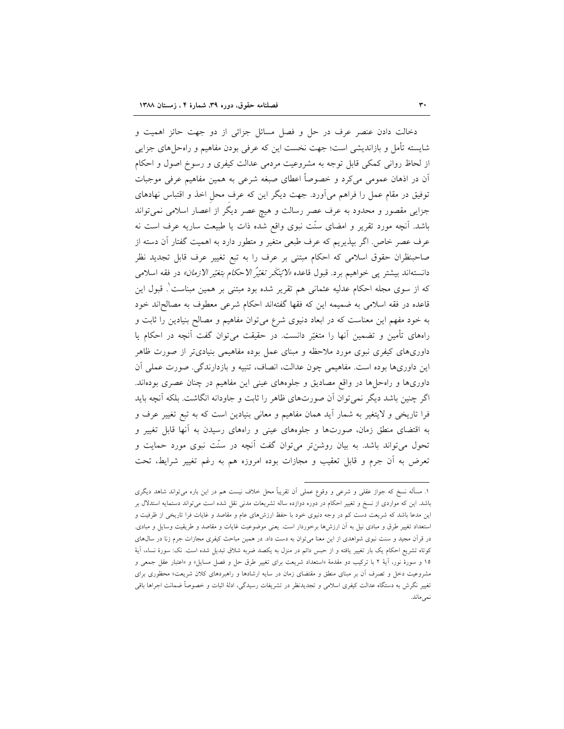دخالت دادن عنصر عرف در حل و فصل مسائل جزائی از دو جهت حائز اهمیت و شایسته تأمل و بازاندیشی است؛ جهت نخست این که عرفی بودن مفاهیم و راه‌حل‌های جزایی از لحاظ روانی کمکی قابل توجه به مشروعیت مردمی عدالت کیفری و رسوخ اصول و احکام آن در اذهان عمومی می‌کرد و خصوصاً اعطای صبغه شرعی به همین مفاهیم عرفی موجبات توفیق در مقام عمل را فراهم می‌آورد. جهت دیگر این که عرفِ محلِ اخذ و اقتباس نهادهای جزایی مقصور و محدود به عرف عصر رسالت و هیچ عصر دیگر از اعصار اسلامی نمی‌تواند باشد. آنچه مورد تقریر و امضای سنّت نبوی واقع شده ذات یا طبیعت ساریه عرف است نه عرف عصر خاص. اگر بپذیریم که عرف طبعی متغیر و متطور دارد به اهمیت گفتار آن دسته از صاحبنظران حقوق اسلامی که احکام مبتنی بر عرف را به تبع تغییر عرف قابل تجدید نظر دانسته‌اند بیشتر پی خواهیم برد. قبول قاعده «*لایُنکَر تغیّرُ الاحکام بتغیّر الازمان*» در فقه اسلامی که از سوی مجله احکام عدلیه عثمانی هم تقریر شده بود مبتنی بر همین مبناست[1]. قبول این قاعده در فقه اسلامی به ضمیمه این که فقها گفته‌اند احکام شرعی معطوف به مصالح‌اند خود به خود مفهم این معناست که در ابعاد دنیوی شرع می‌توان مفاهیم و مصالح بنیادین را ثابت و راه‌های تأمین و تضمین آنها را متغیّر دانست. در حقیقت می‌توان گفت آنچه در احکام یا داوری‌های کیفری نبوی مورد ملاحظه و مبنای عمل بوده مفاهیمی بنیادی‌تر از صورت ظاهر این داوری‌ها بوده است. مفاهیمی چون عدالت، انصاف، تنبیه و بازدارندگی. صورت عملی آن داوری‌ها و راه‌حل‌ها در واقع مصادیق و جلوه‌های عینی این مفاهیم در چنان عصری بوده‌اند. اگر چنین باشد دیگر نمی‌توان آن صورت‌های ظاهر را ثابت و جاودانه انگاشت. بلکه آنچه باید فرا تاریخی و لایتغیر به شمار آید همان مفاهیم و معانی بنیادین است که به تبع تغییر عرف و به اقتضای منطق زمان، صورت‌ها و جلوه‌های عینی و راه‌های رسیدن به آنها قابل تغییر و تحول می‌تواند باشد. به بیان روشن‌تر می‌توان گفت آنچه در سنّت نبوی مورد حمایت و تعرض به آن جرم و قابل تعقیب و مجازات بوده امروزه هم به رغم تغییر شرایط، تحت

---

۱. مسأله نسخ که جواز عقلی و شرعی و وقوع عملی آن تقریباً محل خلاف نیست هم در این باره می‌تواند شاهد دیگری باشد. این که مواردی از نسخ و تغییر احکام در دوره دوازده ساله تشریعات مدنی نقل شده است می‌تواند دستمایه استدلال بر این مدعا باشد که شریعت دست کم در وجه دنیوی خود با حفظ ارزش‌های عام و مقاصد و غایات فرا تاریخی از ظرفیت و استعداد تغییر طرق و مبادی نیل به آن ارزش‌ها برخوردار است. یعنی موضوعیت غایات و مقاصد و طریقیت وسایل و مبادی. در قرآن مجید و سنت نبوی شواهدی از این معنا می‌توان به دست داد. در همین مباحث کیفری مجازات جرم زنا در سال‌های کوتاه تشریع احکام یک بار تغییر یافته و از حبس دائم در منزل به یکصد ضربه شلاق تبدیل شده است. نک: سورهٔ نساء، آیهٔ ۱۵ و سورهٔ نور، آیهٔ ۲ با ترکیب دو مقدمهٔ «استعداد شریعت برای تغییر طرق حل و فصل مسایل» و «اعتبار عقل جمعی و مشروعیت دخل و تصرف آن بر مبنای منطق و مقتضای زمان در سایه ارشادها و راهبردهای کلان شریعت» محظوری برای تغییر نگرش به دستگاه عدالت کیفری اسلامی و تجدیدنظر در تشریفات رسیدگی، ادلهٔ اثبات و خصوصاً ضمانت اجراها باقی نمی‌ماند.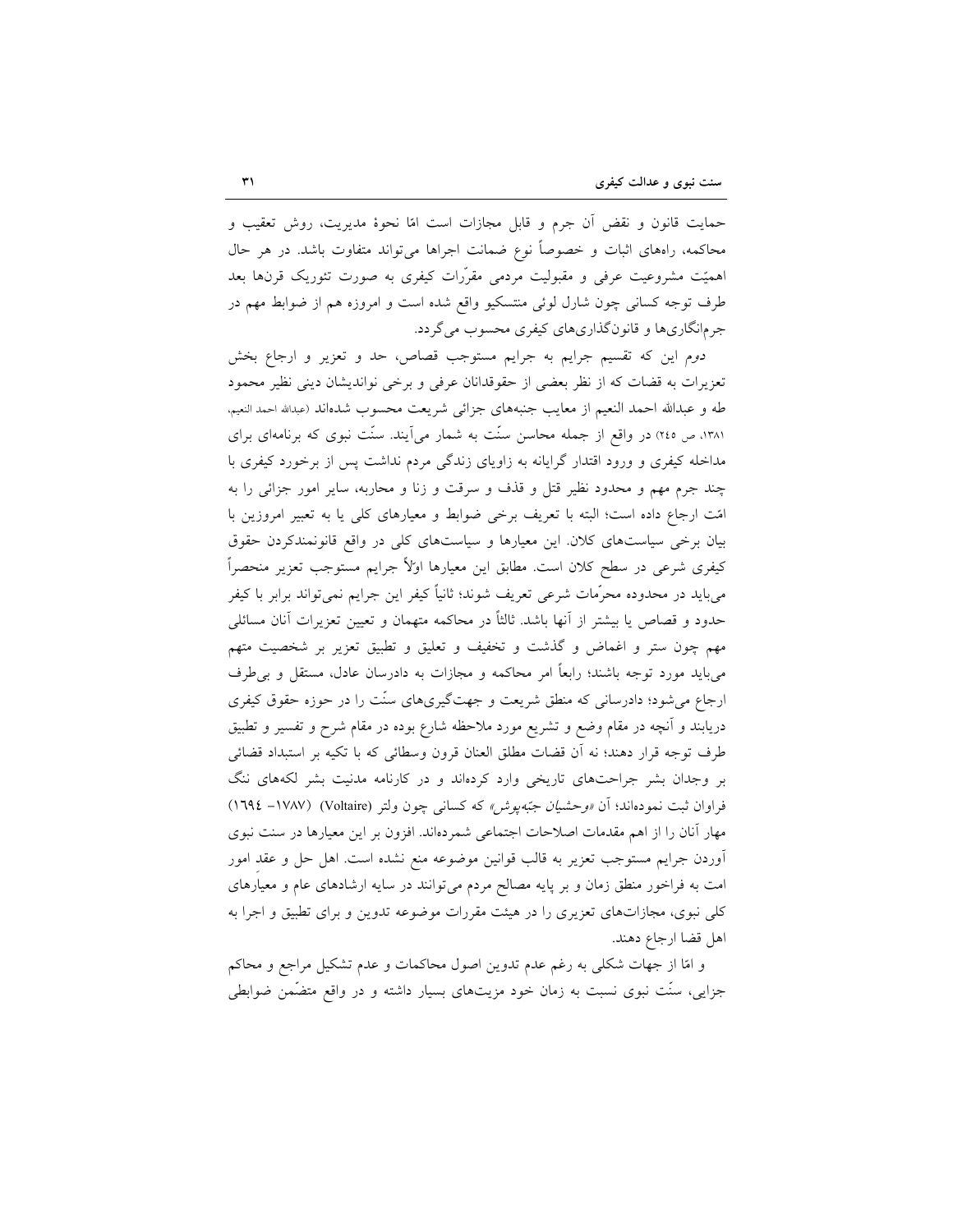حمایت قانون و نقض آن جرم و قابل مجازات است امّا نحوهٔ مدیریت، روش تعقیب و محاکمه، راه‌های اثبات و خصوصاً نوع ضمانت اجراها می‌تواند متفاوت باشد. در هر حال اهمیّت مشروعیت عرفی و مقبولیت مردمی مقرّرات کیفری به صورت تئوریک قرن‌ها بعد طرف توجه کسانی چون شارل لوئی منتسکیو واقع شده است و امروزه هم از ضوابط مهم در جرم‌انگاری‌ها و قانون‌گذاری‌های کیفری محسوب می‌گردد.

*دوم* این که تقسیم جرایم به جرایم مستوجب قصاص، حد و تعزیر و ارجاع بخش تعزیرات به قضات که از نظر بعضی از حقوقدانان عرفی و برخی نواندیشان دینی نظیر محمود طه و عبدالله احمد النعیم از معایب جنبه‌های جزائی شریعت محسوب شده‌اند (عبدالله احمد النعیم، ۱۳۸۱، ص ۲٤٥) در واقع از جمله محاسن سنّت به شمار می‌آیند. سنّت نبوی که برنامه‌ای برای مداخله کیفری و ورود اقتدار گرایانه به زاویای زندگی مردم نداشت پس از برخورد کیفری با چند جرم مهم و محدود نظیر قتل و قذف و سرقت و زنا و محاربه، سایر امور جزائی را به امّت ارجاع داده است؛ البته با تعریف برخی ضوابط و معیارهای کلی یا به تعبیر امروزین با بیان برخی سیاست‌های کلان. این معیارها و سیاست‌های کلی در واقع قانونمندکردن حقوق کیفری شرعی در سطح کلان است. مطابق این معیارها اوّلاً جرایم مستوجب تعزیر منحصراً می‌باید در محدوده محرّمات شرعی تعریف شوند؛ ثانیاً کیفر این جرایم نمی‌تواند برابر با کیفر حدود و قصاص یا بیشتر از آنها باشد. ثالثاً در محاکمه متهمان و تعیین تعزیرات آنان مسائلی مهم چون ستر و اغماض و گذشت و تخفیف و تعلیق و تطبیق تعزیر بر شخصیت متهم می‌باید مورد توجه باشند؛ رابعاً امر محاکمه و مجازات به دادرسان عادل، مستقل و بی‌طرف ارجاع می‌شود؛ دادرسانی که منطق شریعت و جهت‌گیری‌های سنّت را در حوزه حقوق کیفری دریابند و آنچه در مقام وضع و تشریع مورد ملاحظه شارع بوده در مقام شرح و تفسیر و تطبیق طرف توجه قرار دهند؛ نه آن قضات مطلق العنان قرون وسطائی که با تکیه بر استبداد قضائی بر وجدان بشر جراحت‌های تاریخی وارد کرده‌اند و در کارنامه مدنیت بشر لکه‌های ننگ فراوان ثبت نموده‌اند؛ آن *«وحشیان جبّه‌پوش»* که کسانی چون ولتر (Voltaire) (۱۷۸۷– ۱٦۹٤) مهار آنان را از اهم مقدمات اصلاحات اجتماعی شمرده‌اند. افزون بر این معیارها در سنت نبوی آوردن جرایم مستوجب تعزیر به قالب قوانین موضوعه منع نشده است. اهل حل و عقد امور امت به فراخور منطق زمان و بر پایه مصالح مردم می‌توانند در سایه ارشادهای عام و معیارهای کلی نبوی، مجازات‌های تعزیری را در هیئت مقررات موضوعه تدوین و برای تطبیق و اجرا به اهل قضا ارجاع دهند.

و امّا از جهات شکلی به رغم عدم تدوین اصول محاکمات و عدم تشکیل مراجع و محاکم جزایی، سنّت نبوی نسبت به زمان خود مزیت‌های بسیار داشته و در واقع متضّمن ضوابطی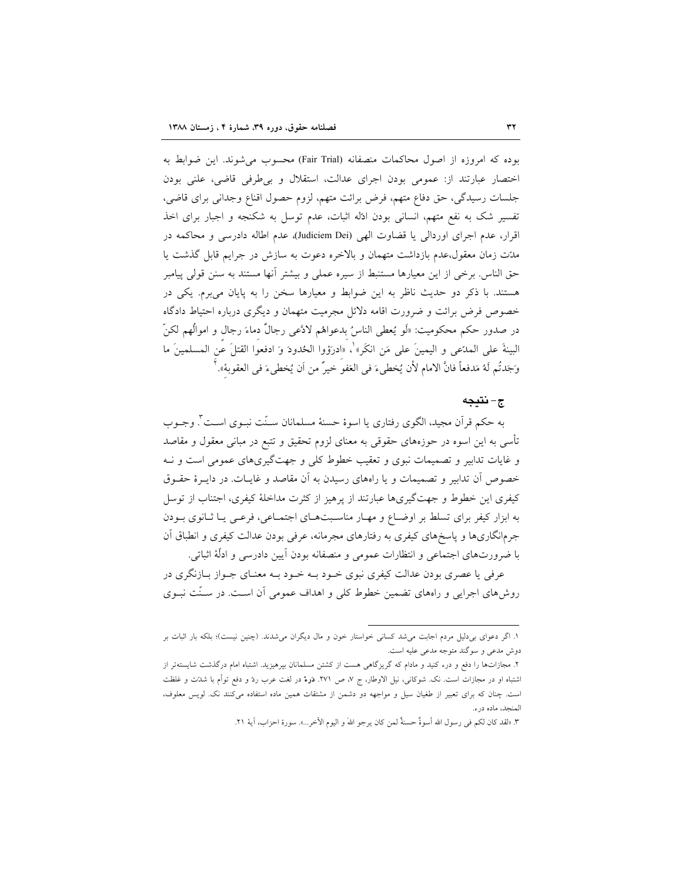بوده که امروزه از اصول محاکمات منصفانه (Fair Trial) محسوب می‌شوند. این ضوابط به اختصار عبارتند از: عمومی بودن اجرای عدالت، استقلال و بی‌طرفی قاضی، علنی بودن جلسات رسیدگی، حق دفاع متهم، فرض برائت متهم، لزوم حصول اقناع وجدانی برای قاضی، تفسیر شک به نفع متهم، انسانی بودن ادلّه اثبات، عدم توسل به شکنجه و اجبار برای اخذ اقرار، عدم اجرای اوردالی یا قضاوت الهی (Judiciem Dei)، عدم اطاله دادرسی و محاکمه در مدّت زمان معقول، عدم بازداشت متهمان و بالاخره دعوت به سازش در جرایم قابل گذشت یا حق الناس. برخی از این معیارها مستنبط از سیره عملی و بیشتر آنها مستند به سنن قولی پیامبر هستند. با ذکر دو حدیث ناظر به این ضوابط و معیارها سخن را به پایان می‌برم. یکی در خصوص فرض برائت و ضرورت اقامه دلائل مجرمیت متهمان و دیگری درباره احتیاط دادگاه در صدور حکم محکومیت: «لَو یُعطی الناسُ بدعواهُم لادَّعی رجالٌ دماءَ رجال و اموالَهم لکنّ البینةَ علی المدّعی و الیمینَ علی مَن انکَر»[1]، «ادرَؤوا الحُدودَ وَ ادفعوا القتلَ عَنِ المسلمینَ ما وَجَدتُم لَهُ مَدفعاً فانَّ الامام لأن یُخطیءَ فی العَفوِ خیرٌ من اَن یُخطیءَ فی العقوبة».[2]

## ج- نتیجه

به حکم قرآن مجید، الگوی رفتاری یا اسوۀ حسنۀ مسلمانان سنّت نبوی است[3]. وجوب تأسی به این اسوه در حوزه‌های حقوقی به معنای لزوم تحقیق و تتبع در مبانی معقول و مقاصد و غایات تدابیر و تصمیمات نبوی و تعقیب خطوط کلی و جهت‌گیری‌های عمومی است و نه خصوص آن تدابیر و تصمیمات و یا راه‌های رسیدن به آن مقاصد و غایات. در دایرۀ حقوق کیفری این خطوط و جهت‌گیری‌ها عبارتند از پرهیز از کثرت مداخلۀ کیفری، اجتناب از توسل به ابزار کیفر برای تسلط بر اوضاع و مهار مناسبت‌های اجتماعی، فرعی یا ثانوی بودن جرم‌انگاری‌ها و پاسخ‌های کیفری به رفتارهای مجرمانه، عرفی بودن عدالت کیفری و انطباق آن با ضرورت‌های اجتماعی و انتظارات عمومی و منصفانه بودن آیین دادرسی و ادلّۀ اثباتی.

عرفی یا عصری بودن عدالت کیفری نبوی خود به معنای جواز بازنگری در روش‌های اجرایی و راه‌های تضمین خطوط کلی و اهداف عمومی آن است. در سنّت نبوی

---

۱. اگر دعوای بی‌دلیل مردم اجابت می‌شد کسانی خواستار خون و مال دیگران می‌شدند. (چنین نیست)؛ بلکه بار اثبات بر دوش مدعی و سوگند متوجه مدعی علیه است.

۲. مجازات‌ها را دفع و درء کنید و مادام که گریزگاهی هست از کشتن مسلمانان بپرهیزید. اشتباه امام درگذشت شایسته‌تر از اشتباه او در مجازات است. نک. شوکانی، نیل الاوطار، ج ۷، ص ۲۷۱. دَرءٌ در لغت عرب ردّ و دفع توأم با شدّت و غلظت است. چنان که برای تعبیر از طغیان سیل و مواجهه دو دشمن از مشتقات همین ماده استفاده می‌کنند نک. لویس معلوف، المنجد، ماده درء.

۳. «لقد کان لکم فی رسول الله أسوةٌ حسنةٌ لمن کان یرجو اللهَ و الیوم الآخر...». سورۀ احزاب، آیۀ ۲۱.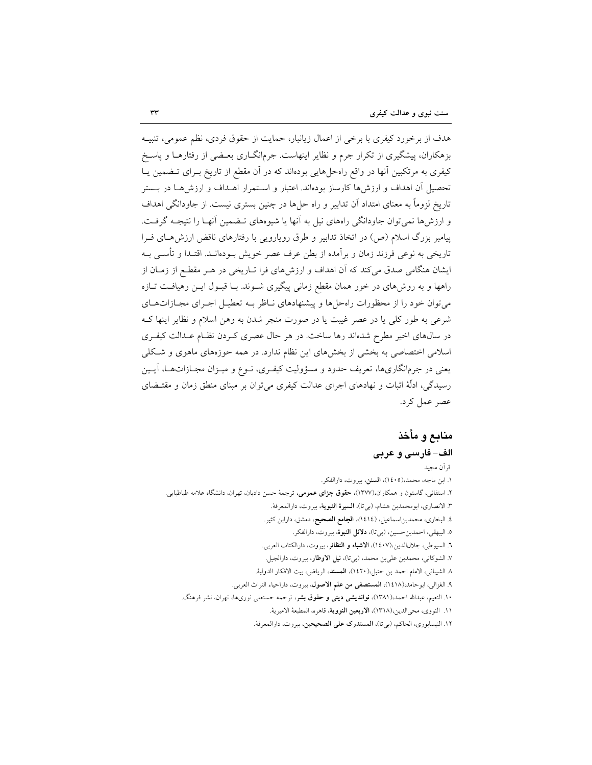هدف از برخورد کیفری با برخی از اعمال زیانبار، حمایت از حقوق فردی، نظم عمومی، تنبیه بزهکاران، پیشگیری از تکرار جرم و نظایر اینهاست. جرم‌انگاری بعضی از رفتارها و پاسخ کیفری به مرتکبین آنها در واقع راه‌حل‌هایی بوده‌اند که در آن مقطع از تاریخ برای تضمین یا تحصیل آن اهداف و ارزش‌ها کارساز بوده‌اند. اعتبار و استمرار اهداف و ارزش‌ها در بستر تاریخ لزوماً به معنای امتداد آن تدابیر و راه حل‌ها در چنین بستری نیست. از جاودانگی اهداف و ارزش‌ها نمی‌توان جاودانگی راههای نیل به آنها یا شیوه‌های تضمین آنها را نتیجه گرفت. پیامبر بزرگ اسلام (ص) در اتخاذ تدابیر و طرق رویارویی با رفتارهای ناقض ارزش‌های فرا تاریخی به نوعی فرزند زمان و برآمده از بطن عرف عصر خویش بوده‌اند. اقتدا و تأسی به ایشان هنگامی صدق می‌کند که آن اهداف و ارزش‌های فرا تاریخی در هر مقطع از زمان از راهها و به روش‌های در خور همان مقطع زمانی پیگیری شوند. با قبول این رهیافت تازه می‌توان خود را از محظورات راه‌حل‌ها و پیشنهادهای ناظر به تعطیل اجرای مجازات‌های شرعی به طور کلی یا در عصر غیبت یا در صورت منجر شدن به وهن اسلام و نظایر اینها که در سال‌های اخیر مطرح شده‌اند رها ساخت. در هر حال عصری کردن نظام عدالت کیفری اسلامی اختصاصی به بخشی از بخش‌های این نظام ندارد. در همه حوزه‌های ماهوی و شکلی یعنی در جرم‌انگاری‌ها، تعریف حدود و مسؤولیت کیفری، نوع و میزان مجازات‌ها، آیین رسیدگی، ادلهٔ اثبات و نهادهای اجرای عدالت کیفری می‌توان بر مبنای منطق زمان و مقتضای عصر عمل کرد.

## منابع و مأخذ

### الف- فارسی و عربی

قرآن مجید

۱. ابن ماجه، محمد،(۱٤۰۵)، **السنن**، بیروت، دارالفکر.

۲. استفانی، گاستون و همکاران،(۱۳۷۷)، **حقوق جزای عمومی**، ترجمهٔ حسن دادبان، تهران، دانشگاه علامه طباطبایی.

۳. الانصاری، ابومحمدبن هشام، (بی‌تا)، **السیرة النبویة**، بیروت، دارالمعرفة.

٤. البخاری، محمدبن‌اسماعیل، (۱٤۱٤)، **الجامع الصحیح**، دمشق، دارابن کثیر.

۵. البیهقی، احمدبن‌حسین، (بی‌تا)، **دلائل النبوة**، بیروت، دارالفکر.

٦. السیوطی، جلال‌الدین،(۱٤۰۷)، **الاشباه و النظائر**، بیروت، دارالکتاب العربی.

۷. الشوکانی، محمدبن علی‌بن محمد، (بی‌تا)، **نیل الاوطار**، بیروت، دارالجیل.

۸. الشیبانی، الامام احمد بن حنبل،(۱٤۲۰)، **المسند**، الریاض، بیت الافکار الدولیة.

۹. الغزالی، ابوحامد،(۱٤۱۸)، **المستصفی من علم الاصول**، بیروت، داراحیاء التراث العربی.

۱۰. النعیم، عبدالله احمد،(۱۳۸۱)، **نواندیشی دینی و حقوق بشر**، ترجمه حسنعلی نوری‌ها، تهران، نشر فرهنگ.

۱۱. النووی، محی‌الدین،(۱۳۱۸)، **الاربعین النوویة**، قاهره، المطبعة الامیریة.

۱۲. النیسابوری، الحاکم، (بی‌تا)، **المستدرک علی الصحیحین**، بیروت، دارالمعرفة.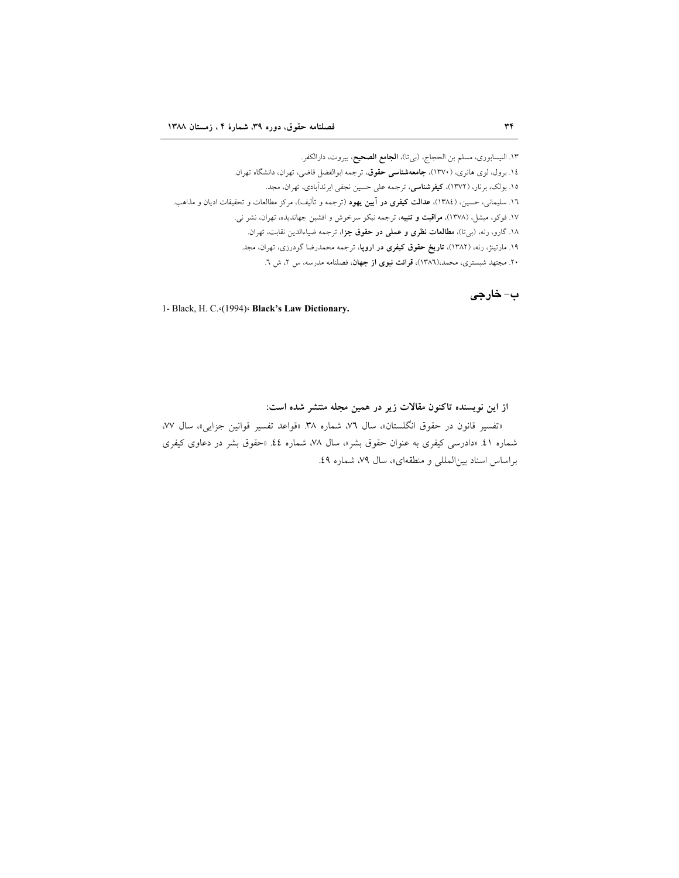۱۳. النیسابوری، مسلم بن الحجاج، (بی‌تا)، **الجامع الصحیح**، بیروت، دارالکفر.

۱٤. برول، لوی هانری، (۱۳۷۰)، **جامعه‌شناسی حقوق**، ترجمه ابوالفضل قاضی، تهران، دانشگاه تهران.

۱٥. بولک، برنار، (۱۳۷۲)، **کیفرشناسی**، ترجمه علی حسین نجفی ابرندآبادی، تهران، مجد.

۱٦. سلیمانی، حسین، (۱۳۸٤)، **عدالت کیفری در آیین یهود** (ترجمه و تألیف)، مرکز مطالعات و تحقیقات ادیان و مذاهب.

۱۷. فوکو، میشل، (۱۳۷۸)، **مراقبت و تنبیه**، ترجمه نیکو سرخوش و افشین جهاندیده، تهران، نشر نی.

۱۸. گارو، رنه، (بی‌تا)، **مطالعات نظری و عملی در حقوق جزا**، ترجمه ضیاءالدین نقابت، تهران.

۱۹. مارتینژ، رنه، (۱۳۸۲)، **تاریخ حقوق کیفری در اروپا**، ترجمه محمدرضا گودرزی، تهران، مجد.

۲۰. مجتهد شبستری، محمد،(۱۳۸٦)، **قرائت نبوی از جهان**، فصلنامه مدرسه، س ۲، ش ٦.

## ب- خارجی

1- Black, H. C.،(1994)، **Black's Law Dictionary.**

**از این نویسنده تاکنون مقالات زیر در همین مجله منتشر شده است:**

«تفسیر قانون در حقوق انگلستان»، سال ۷٦، شماره ۳۸. «قواعد تفسیر قوانین جزایی»، سال ۷۷، شماره ٤۱. «دادرسی کیفری به عنوان حقوق بشر»، سال ۷۸، شماره ٤٤. «حقوق بشر در دعاوی کیفری براساس اسناد بین‌المللی و منطقه‌ای»، سال ۷۹، شماره ٤۹.